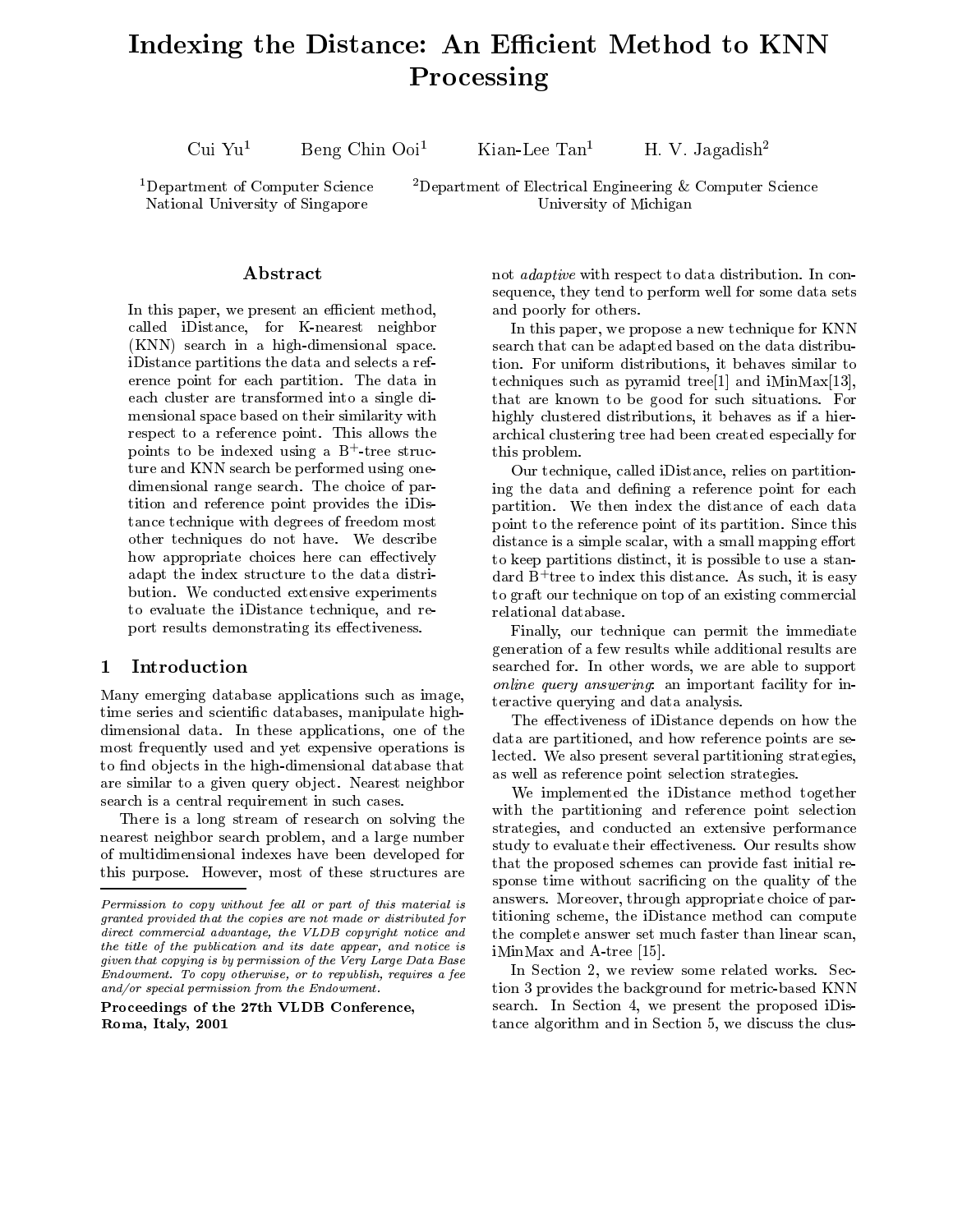# Indexing the Distance: An Efficient Method to KNN Processing

Cui Yu[1] Beng Chin Ooi[1] Kian-Lee Tan[1] H. V. Jagadish[2]

[1]Department of Computer Science, National University of Singapore

[2]Department of Electrical Engineering & Computer Science, University of Michigan

## Abstract

In this paper, we present an efficient method, called iDistance, for K-nearest neighbor (KNN) search in a high-dimensional space. iDistance partitions the data and selects a reference point for each partition. The data in each cluster are transformed into a single dimensional space based on their similarity with respect to a reference point. This allows the points to be indexed using a $B^+$-tree structure and KNN search be performed using one-dimensional range search. The choice of partition and reference point provides the iDistance technique with degrees of freedom most other techniques do not have. We describe how appropriate choices here can effectively adapt the index structure to the data distribution. We conducted extensive experiments to evaluate the iDistance technique, and report results demonstrating its effectiveness.

## 1 Introduction

Many emerging database applications such as image, time series and scientific databases, manipulate high-dimensional data. In these applications, one of the most frequently used and yet expensive operations is to find objects in the high-dimensional database that are similar to a given query object. Nearest neighbor search is a central requirement in such cases.

There is a long stream of research on solving the nearest neighbor search problem, and a large number of multidimensional indexes have been developed for this purpose. However, most of these structures are not *adaptive* with respect to data distribution. In consequence, they tend to perform well for some data sets and poorly for others.

*Permission to copy without fee all or part of this material is granted provided that the copies are not made or distributed for direct commercial advantage, the VLDB copyright notice and the title of the publication and its date appear, and notice is given that copying is by permission of the Very Large Data Base Endowment. To copy otherwise, or to republish, requires a fee and/or special permission from the Endowment.*

**Proceedings of the 27th VLDB Conference, Roma, Italy, 2001**

In this paper, we propose a new technique for KNN search that can be adapted based on the data distribution. For uniform distributions, it behaves similar to techniques such as pyramid tree[1] and iMinMax[13], that are known to be good for such situations. For highly clustered distributions, it behaves as if a hierarchical clustering tree had been created especially for this problem.

Our technique, called iDistance, relies on partitioning the data and defining a reference point for each partition. We then index the distance of each data point to the reference point of its partition. Since this distance is a simple scalar, with a small mapping effort to keep partitions distinct, it is possible to use a standard $B^+$tree to index this distance. As such, it is easy to graft our technique on top of an existing commercial relational database.

Finally, our technique can permit the immediate generation of a few results while additional results are searched for. In other words, we are able to support *online query answering*: an important facility for interactive querying and data analysis.

The effectiveness of iDistance depends on how the data are partitioned, and how reference points are selected. We also present several partitioning strategies, as well as reference point selection strategies.

We implemented the iDistance method together with the partitioning and reference point selection strategies, and conducted an extensive performance study to evaluate their effectiveness. Our results show that the proposed schemes can provide fast initial response time without sacrificing on the quality of the answers. Moreover, through appropriate choice of partitioning scheme, the iDistance method can compute the complete answer set much faster than linear scan, iMinMax and A-tree [15].

In Section 2, we review some related works. Section 3 provides the background for metric-based KNN search. In Section 4, we present the proposed iDistance algorithm and in Section 5, we discuss the clus-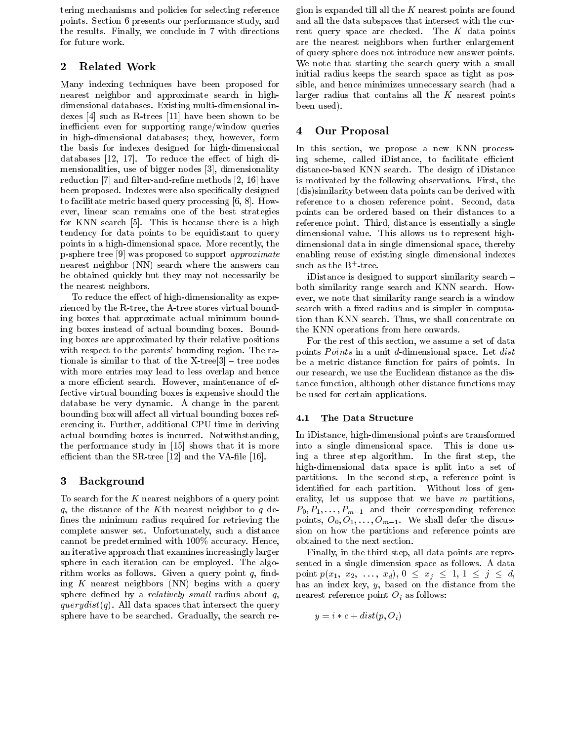tering mechanisms and policies for selecting reference points. Section 6 presents our performance study, and the results. Finally, we conclude in 7 with directions for future work.

## 2 Related Work

Many indexing techniques have been proposed for nearest neighbor and approximate search in high-dimensional databases. Existing multi-dimensional indexes [4] such as R-trees [11] have been shown to be inefficient even for supporting range/window queries in high-dimensional databases; they, however, form the basis for indexes designed for high-dimensional databases [12, 17]. To reduce the effect of high dimensionalities, use of bigger nodes [3], dimensionality reduction [7] and filter-and-refine methods [2, 16] have been proposed. Indexes were also specifically designed to facilitate metric based query processing [6, 8]. However, linear scan remains one of the best strategies for KNN search [5]. This is because there is a high tendency for data points to be equidistant to query points in a high-dimensional space. More recently, the p-sphere tree [9] was proposed to support *approximate* nearest neighbor (NN) search where the answers can be obtained quickly but they may not necessarily be the nearest neighbors.

To reduce the effect of high-dimensionality as experienced by the R-tree, the A-tree stores virtual bounding boxes that approximate actual minimum bounding boxes instead of actual bounding boxes. Bounding boxes are approximated by their relative positions with respect to the parents' bounding region. The rationale is similar to that of the X-tree[3] – tree nodes with more entries may lead to less overlap and hence a more efficient search. However, maintenance of effective virtual bounding boxes is expensive should the database be very dynamic. A change in the parent bounding box will affect all virtual bounding boxes referencing it. Further, additional CPU time in deriving actual bounding boxes is incurred. Notwithstanding, the performance study in [15] shows that it is more efficient than the SR-tree [12] and the VA-file [16].

## 3 Background

To search for the $K$ nearest neighbors of a query point $q$, the distance of the $K$th nearest neighbor to $q$ defines the minimum radius required for retrieving the complete answer set. Unfortunately, such a distance cannot be predetermined with 100% accuracy. Hence, an iterative approach that examines increasingly larger sphere in each iteration can be employed. The algorithm works as follows. Given a query point $q$, finding $K$ nearest neighbors (NN) begins with a query sphere defined by a *relatively small* radius about $q$, $querydist(q)$. All data spaces that intersect the query sphere have to be searched. Gradually, the search region is expanded till all the $K$ nearest points are found and all the data subspaces that intersect with the current query space are checked. The $K$ data points are the nearest neighbors when further enlargement of query sphere does not introduce new answer points. We note that starting the search query with a small initial radius keeps the search space as tight as possible, and hence minimizes unnecessary search (had a larger radius that contains all the $K$ nearest points been used).

## 4 Our Proposal

In this section, we propose a new KNN processing scheme, called iDistance, to facilitate efficient distance-based KNN search. The design of iDistance is motivated by the following observations. First, the (dis)similarity between data points can be derived with reference to a chosen reference point. Second, data points can be ordered based on their distances to a reference point. Third, distance is essentially a single dimensional value. This allows us to represent high-dimensional data in single dimensional space, thereby enabling reuse of existing single dimensional indexes such as the $B^+$-tree.

iDistance is designed to support similarity search – both similarity range search and KNN search. However, we note that similarity range search is a window search with a fixed radius and is simpler in computation than KNN search. Thus, we shall concentrate on the KNN operations from here onwards.

For the rest of this section, we assume a set of data points *Points* in a unit $d$-dimensional space. Let *dist* be a metric distance function for pairs of points. In our research, we use the Euclidean distance as the distance function, although other distance functions may be used for certain applications.

### 4.1 The Data Structure

In iDistance, high-dimensional points are transformed into a single dimensional space. This is done using a three step algorithm. In the first step, the high-dimensional data space is split into a set of partitions. In the second step, a reference point is identified for each partition. Without loss of generality, let us suppose that we have $m$ partitions, $P_0, P_1, \ldots, P_{m-1}$ and their corresponding reference points, $O_0, O_1, \ldots, O_{m-1}$. We shall defer the discussion on how the partitions and reference points are obtained to the next section.

Finally, in the third step, all data points are represented in a single dimension space as follows. A data point $p(x_1, x_2, \ldots, x_d)$, $0 \leq x_j \leq 1$, $1 \leq j \leq d$, has an index key, $y$, based on the distance from the nearest reference point $O_i$ as follows:

$$y = i * c + dist(p, O_i)$$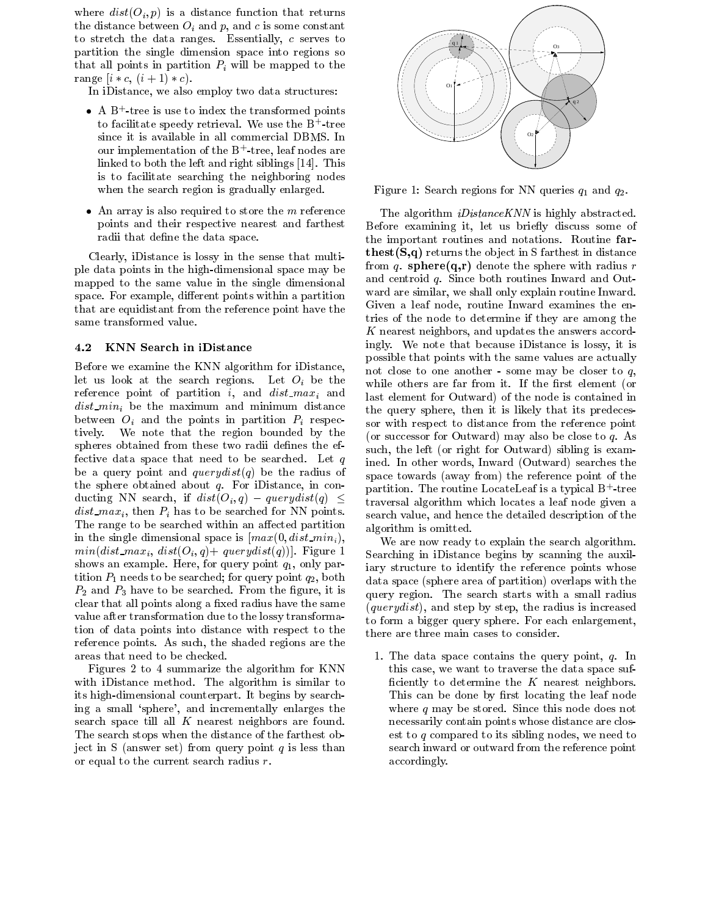where $dist(O_i, p)$ is a distance function that returns the distance between $O_i$ and $p$, and $c$ is some constant to stretch the data ranges. Essentially, $c$ serves to partition the single dimension space into regions so that all points in partition $P_i$ will be mapped to the range $[i * c, (i+1) * c)$.

In iDistance, we also employ two data structures:

- A B$^+$-tree is use to index the transformed points to facilitate speedy retrieval. We use the B$^+$-tree since it is available in all commercial DBMS. In our implementation of the B$^+$-tree, leaf nodes are linked to both the left and right siblings [14]. This is to facilitate searching the neighboring nodes when the search region is gradually enlarged.
- An array is also required to store the $m$ reference points and their respective nearest and farthest radii that define the data space.

Clearly, iDistance is lossy in the sense that multiple data points in the high-dimensional space may be mapped to the same value in the single dimensional space. For example, different points within a partition that are equidistant from the reference point have the same transformed value.

### 4.2 KNN Search in iDistance

Before we examine the KNN algorithm for iDistance, let us look at the search regions. Let $O_i$ be the reference point of partition $i$, and $dist\_max_i$ and $dist\_min_i$ be the maximum and minimum distance between $O_i$ and the points in partition $P_i$ respectively. We note that the region bounded by the spheres obtained from these two radii defines the effective data space that need to be searched. Let $q$ be a query point and $querydist(q)$ be the radius of the sphere obtained about $q$. For iDistance, in conducting NN search, if $dist(O_i, q) - querydist(q) \le dist\_max_i$, then $P_i$ has to be searched for NN points. The range to be searched within an affected partition in the single dimensional space is $[max(0, dist\_min_i), min(dist\_max_i, dist(O_i, q) + querydist(q))]$. Figure 1 shows an example. Here, for query point $q_1$, only partition $P_1$ needs to be searched; for query point $q_2$, both $P_2$ and $P_3$ have to be searched. From the figure, it is clear that all points along a fixed radius have the same value after transformation due to the lossy transformation of data points into distance with respect to the reference points. As such, the shaded regions are the areas that need to be checked.

Figures 2 to 4 summarize the algorithm for KNN with iDistance method. The algorithm is similar to its high-dimensional counterpart. It begins by searching a small 'sphere', and incrementally enlarges the search space till all $K$ nearest neighbors are found. The search stops when the distance of the farthest object in S (answer set) from query point $q$ is less than or equal to the current search radius $r$.

Figure 1: Search regions for NN queries $q_1$ and $q_2$.

The algorithm *iDistanceKNN* is highly abstracted. Before examining it, let us briefly discuss some of the important routines and notations. Routine **farthest(S,q)** returns the object in S farthest in distance from $q$. **sphere(q,r)** denote the sphere with radius $r$ and centroid $q$. Since both routines Inward and Outward are similar, we shall only explain routine Inward. Given a leaf node, routine Inward examines the entries of the node to determine if they are among the $K$ nearest neighbors, and updates the answers accordingly. We note that because iDistance is lossy, it is possible that points with the same values are actually not close to one another - some may be closer to $q$, while others are far from it. If the first element (or last element for Outward) of the node is contained in the query sphere, then it is likely that its predecessor with respect to distance from the reference point (or successor for Outward) may also be close to $q$. As such, the left (or right for Outward) sibling is examined. In other words, Inward (Outward) searches the space towards (away from) the reference point of the partition. The routine LocateLeaf is a typical B$^+$-tree traversal algorithm which locates a leaf node given a search value, and hence the detailed description of the algorithm is omitted.

We are now ready to explain the search algorithm. Searching in iDistance begins by scanning the auxiliary structure to identify the reference points whose data space (sphere area of partition) overlaps with the query region. The search starts with a small radius (*querydist*), and step by step, the radius is increased to form a bigger query sphere. For each enlargement, there are three main cases to consider.

1. The data space contains the query point, $q$. In this case, we want to traverse the data space sufficiently to determine the $K$ nearest neighbors. This can be done by first locating the leaf node where $q$ may be stored. Since this node does not necessarily contain points whose distance are closest to $q$ compared to its sibling nodes, we need to search inward or outward from the reference point accordingly.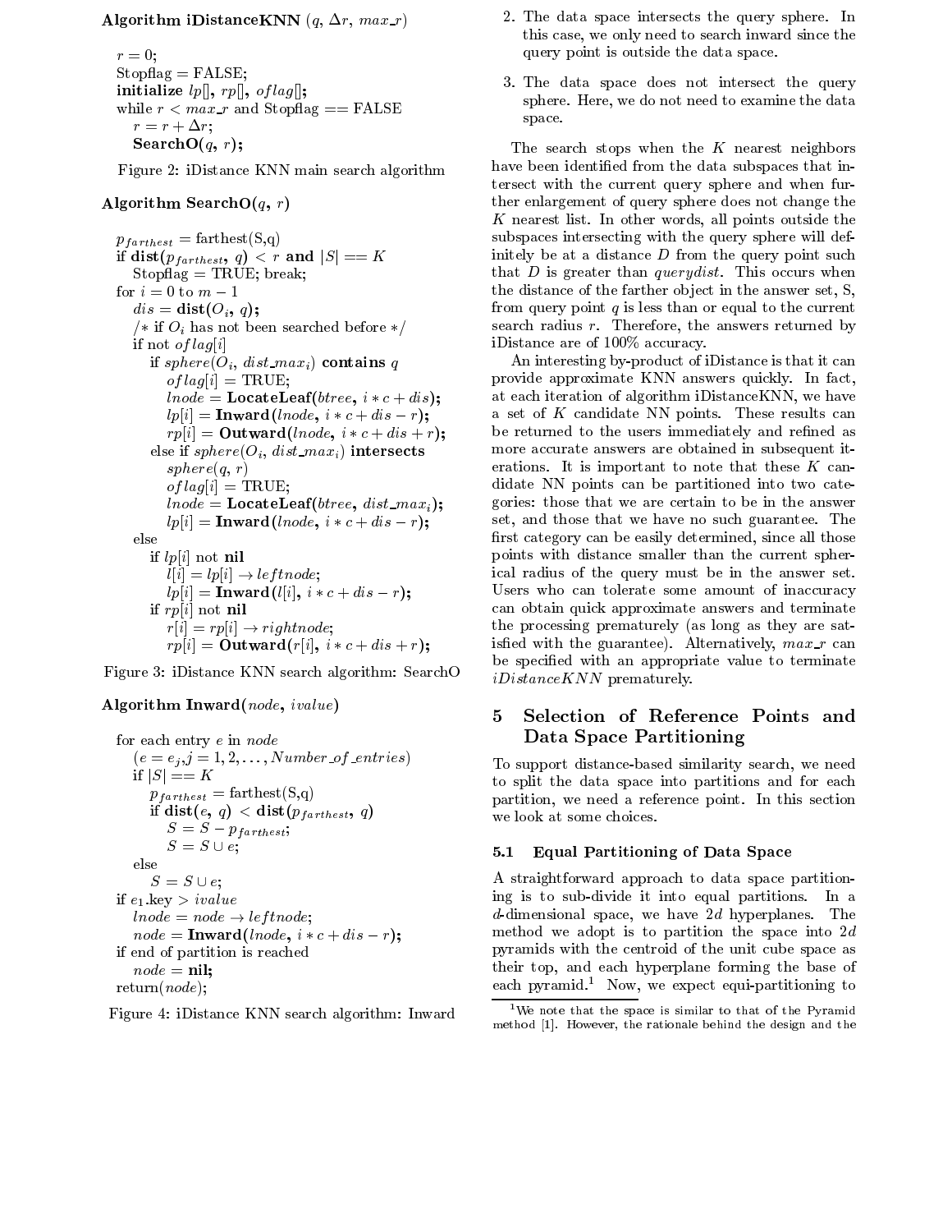**Algorithm iDistanceKNN** ($q$, $\Delta r$, $max\_r$)

```
r = 0;
Stopflag = FALSE;
initialize lp[], rp[], oflag[];
while r < max_r and Stopflag == FALSE
    r = r + Δr;
    SearchO(q, r);
```

Figure 2: iDistance KNN main search algorithm

**Algorithm SearchO**($q$, $r$)

```
p_farthest = farthest(S,q)
if dist(p_farthest, q) < r and |S| == K
    Stopflag = TRUE; break;
for i = 0 to m − 1
    dis = dist(O_i, q);
    /* if O_i has not been searched before */
    if not oflag[i]
        if sphere(O_i, dist_max_i) contains q
            oflag[i] = TRUE;
            lnode = LocateLeaf(btree, i * c + dis);
            lp[i] = Inward(lnode, i * c + dis − r);
            rp[i] = Outward(lnode, i * c + dis + r);
        else if sphere(O_i, dist_max_i) intersects
            sphere(q, r)
            oflag[i] = TRUE;
            lnode = LocateLeaf(btree, dist_max_i);
            lp[i] = Inward(lnode, i * c + dis − r);
    else
        if lp[i] not nil
            l[i] = lp[i] → leftnode;
            lp[i] = Inward(l[i], i * c + dis − r);
        if rp[i] not nil
            r[i] = rp[i] → rightnode;
            rp[i] = Outward(r[i], i * c + dis + r);
```

Figure 3: iDistance KNN search algorithm: SearchO

**Algorithm Inward**($node$, $ivalue$)

```
for each entry e in node
    (e = e_j, j = 1, 2, ..., Number_of_entries)
    if |S| == K
        p_farthest = farthest(S,q)
        if dist(e, q) < dist(p_farthest, q)
            S = S − p_farthest;
            S = S ∪ e;
    else
        S = S ∪ e;
if e_1.key > ivalue
    lnode = node → leftnode;
    node = Inward(lnode, i * c + dis − r);
if end of partition is reached
    node = nil;
return(node);
```

Figure 4: iDistance KNN search algorithm: Inward

2. The data space intersects the query sphere. In this case, we only need to search inward since the query point is outside the data space.

3. The data space does not intersect the query sphere. Here, we do not need to examine the data space.

The search stops when the $K$ nearest neighbors have been identified from the data subspaces that intersect with the current query sphere and when further enlargement of query sphere does not change the $K$ nearest list. In other words, all points outside the subspaces intersecting with the query sphere will definitely be at a distance $D$ from the query point such that $D$ is greater than $querydist$. This occurs when the distance of the farther object in the answer set, S, from query point $q$ is less than or equal to the current search radius $r$. Therefore, the answers returned by iDistance are of 100% accuracy.

An interesting by-product of iDistance is that it can provide approximate KNN answers quickly. In fact, at each iteration of algorithm iDistanceKNN, we have a set of $K$ candidate NN points. These results can be returned to the users immediately and refined as more accurate answers are obtained in subsequent iterations. It is important to note that these $K$ candidate NN points can be partitioned into two categories: those that we are certain to be in the answer set, and those that we have no such guarantee. The first category can be easily determined, since all those points with distance smaller than the current spherical radius of the query must be in the answer set. Users who can tolerate some amount of inaccuracy can obtain quick approximate answers and terminate the processing prematurely (as long as they are satisfied with the guarantee). Alternatively, $max\_r$ can be specified with an appropriate value to terminate $iDistanceKNN$ prematurely.

## 5 Selection of Reference Points and Data Space Partitioning

To support distance-based similarity search, we need to split the data space into partitions and for each partition, we need a reference point. In this section we look at some choices.

### 5.1 Equal Partitioning of Data Space

A straightforward approach to data space partitioning is to sub-divide it into equal partitions. In a $d$-dimensional space, we have $2d$ hyperplanes. The method we adopt is to partition the space into $2d$ pyramids with the centroid of the unit cube space as their top, and each hyperplane forming the base of each pyramid.[1] Now, we expect equi-partitioning to

[1] We note that the space is similar to that of the Pyramid method [1]. However, the rationale behind the design and the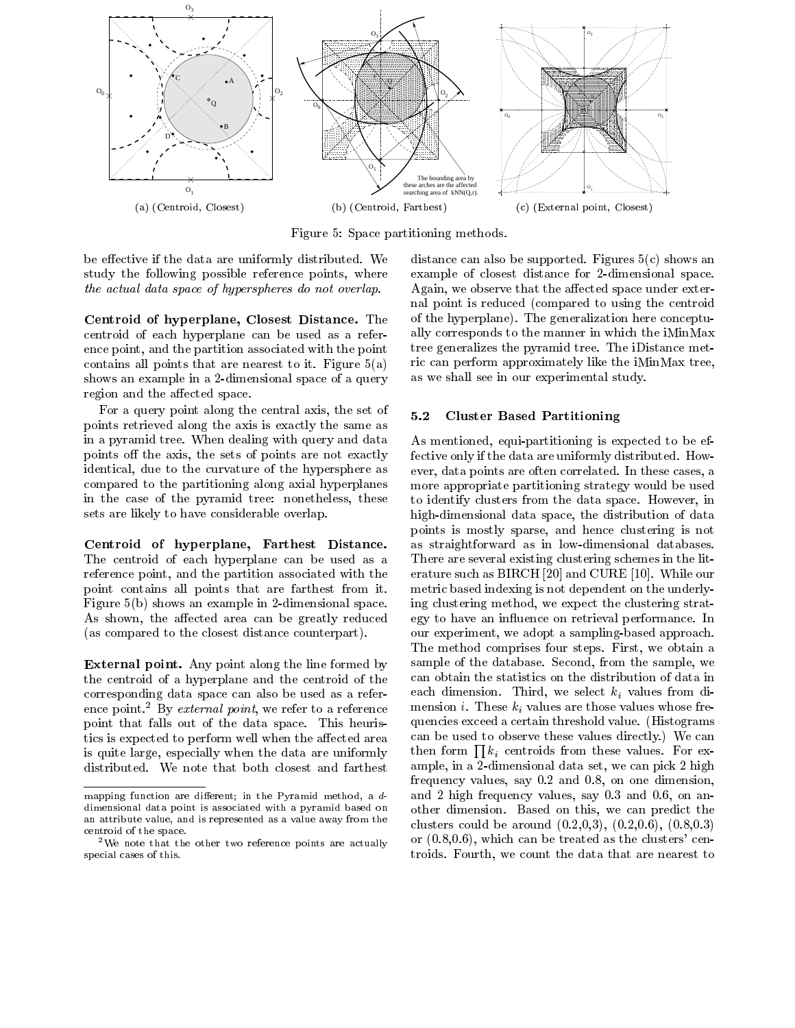(a) (Centroid, Closest) (b) (Centroid, Farthest) (c) (External point, Closest)

Figure 5: Space partitioning methods.

be effective if the data are uniformly distributed. We study the following possible reference points, where *the actual data space of hyperspheres do not overlap.*

**Centroid of hyperplane, Closest Distance.** The centroid of each hyperplane can be used as a reference point, and the partition associated with the point contains all points that are nearest to it. Figure 5(a) shows an example in a 2-dimensional space of a query region and the affected space.

For a query point along the central axis, the set of points retrieved along the axis is exactly the same as in a pyramid tree. When dealing with query and data points off the axis, the sets of points are not exactly identical, due to the curvature of the hypersphere as compared to the partitioning along axial hyperplanes in the case of the pyramid tree: nonetheless, these sets are likely to have considerable overlap.

**Centroid of hyperplane, Farthest Distance.** The centroid of each hyperplane can be used as a reference point, and the partition associated with the point contains all points that are farthest from it. Figure 5(b) shows an example in 2-dimensional space. As shown, the affected area can be greatly reduced (as compared to the closest distance counterpart).

**External point.** Any point along the line formed by the centroid of a hyperplane and the centroid of the corresponding data space can also be used as a reference point.[2] By *external point*, we refer to a reference point that falls out of the data space. This heuristics is expected to perform well when the affected area is quite large, especially when the data are uniformly distributed. We note that both closest and farthest distance can also be supported. Figures 5(c) shows an example of closest distance for 2-dimensional space. Again, we observe that the affected space under external point is reduced (compared to using the centroid of the hyperplane). The generalization here conceptually corresponds to the manner in which the iMinMax tree generalizes the pyramid tree. The iDistance metric can perform approximately like the iMinMax tree, as we shall see in our experimental study.

### 5.2 Cluster Based Partitioning

As mentioned, equi-partitioning is expected to be effective only if the data are uniformly distributed. However, data points are often correlated. In these cases, a more appropriate partitioning strategy would be used to identify clusters from the data space. However, in high-dimensional data space, the distribution of data points is mostly sparse, and hence clustering is not as straightforward as in low-dimensional databases. There are several existing clustering schemes in the literature such as BIRCH [20] and CURE [10]. While our metric based indexing is not dependent on the underlying clustering method, we expect the clustering strategy to have an influence on retrieval performance. In our experiment, we adopt a sampling-based approach. The method comprises four steps. First, we obtain a sample of the database. Second, from the sample, we can obtain the statistics on the distribution of data in each dimension. Third, we select $k_i$ values from dimension $i$. These $k_i$ values are those values whose frequencies exceed a certain threshold value. (Histograms can be used to observe these values directly.) We can then form $\prod k_i$ centroids from these values. For example, in a 2-dimensional data set, we can pick 2 high frequency values, say 0.2 and 0.8, on one dimension, and 2 high frequency values, say 0.3 and 0.6, on another dimension. Based on this, we can predict the clusters could be around (0.2,0,3), (0.2,0.6), (0.8,0.3) or (0.8,0.6), which can be treated as the clusters' centroids. Fourth, we count the data that are nearest to

mapping function are different; in the Pyramid method, a $d$-dimensional data point is associated with a pyramid based on an attribute value, and is represented as a value away from the centroid of the space.

[2] We note that the other two reference points are actually special cases of this.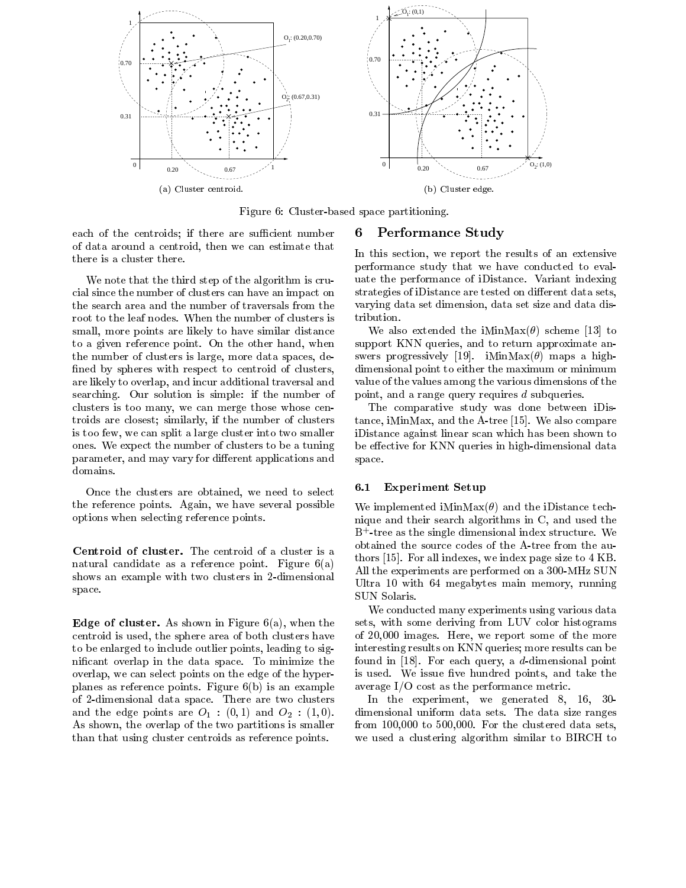(a) Cluster centroid.

(b) Cluster edge.

Figure 6: Cluster-based space partitioning.

each of the centroids; if there are sufficient number of data around a centroid, then we can estimate that there is a cluster there.

We note that the third step of the algorithm is crucial since the number of clusters can have an impact on the search area and the number of traversals from the root to the leaf nodes. When the number of clusters is small, more points are likely to have similar distance to a given reference point. On the other hand, when the number of clusters is large, more data spaces, defined by spheres with respect to centroid of clusters, are likely to overlap, and incur additional traversal and searching. Our solution is simple: if the number of clusters is too many, we can merge those whose centroids are closest; similarly, if the number of clusters is too few, we can split a large cluster into two smaller ones. We expect the number of clusters to be a tuning parameter, and may vary for different applications and domains.

Once the clusters are obtained, we need to select the reference points. Again, we have several possible options when selecting reference points.

**Centroid of cluster.** The centroid of a cluster is a natural candidate as a reference point. Figure 6(a) shows an example with two clusters in 2-dimensional space.

**Edge of cluster.** As shown in Figure 6(a), when the centroid is used, the sphere area of both clusters have to be enlarged to include outlier points, leading to significant overlap in the data space. To minimize the overlap, we can select points on the edge of the hyperplanes as reference points. Figure 6(b) is an example of 2-dimensional data space. There are two clusters and the edge points are $O_1 : (0, 1)$ and $O_2 : (1, 0)$. As shown, the overlap of the two partitions is smaller than that using cluster centroids as reference points.

## 6 Performance Study

In this section, we report the results of an extensive performance study that we have conducted to evaluate the performance of iDistance. Variant indexing strategies of iDistance are tested on different data sets, varying data set dimension, data set size and data distribution.

We also extended the iMinMax($\theta$) scheme [13] to support KNN queries, and to return approximate answers progressively [19]. iMinMax($\theta$) maps a high-dimensional point to either the maximum or minimum value of the values among the various dimensions of the point, and a range query requires $d$ subqueries.

The comparative study was done between iDistance, iMinMax, and the A-tree [15]. We also compare iDistance against linear scan which has been shown to be effective for KNN queries in high-dimensional data space.

### 6.1 Experiment Setup

We implemented iMinMax($\theta$) and the iDistance technique and their search algorithms in C, and used the $B^+$-tree as the single dimensional index structure. We obtained the source codes of the A-tree from the authors [15]. For all indexes, we index page size to 4 KB. All the experiments are performed on a 300-MHz SUN Ultra 10 with 64 megabytes main memory, running SUN Solaris.

We conducted many experiments using various data sets, with some deriving from LUV color histograms of 20,000 images. Here, we report some of the more interesting results on KNN queries; more results can be found in [18]. For each query, a $d$-dimensional point is used. We issue five hundred points, and take the average I/O cost as the performance metric.

In the experiment, we generated 8, 16, 30-dimensional uniform data sets. The data size ranges from 100,000 to 500,000. For the clustered data sets, we used a clustering algorithm similar to BIRCH to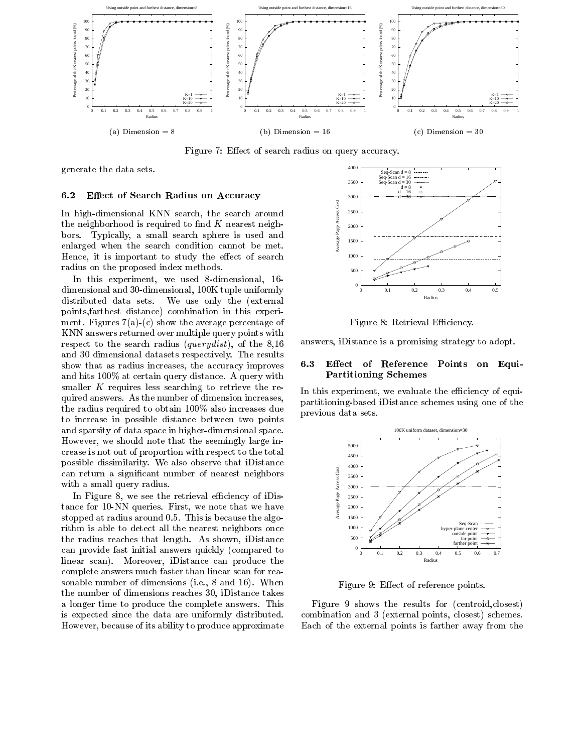(a) Dimension = 8

(b) Dimension = 16

(c) Dimension = 30

Figure 7: Effect of search radius on query accuracy.

generate the data sets.

### 6.2 Effect of Search Radius on Accuracy

In high-dimensional KNN search, the search around the neighborhood is required to find $K$ nearest neighbors. Typically, a small search sphere is used and enlarged when the search condition cannot be met. Hence, it is important to study the effect of search radius on the proposed index methods.

In this experiment, we used 8-dimensional, 16-dimensional and 30-dimensional, 100K tuple uniformly distributed data sets. We use only the (external points,farthest distance) combination in this experiment. Figures 7(a)-(c) show the average percentage of KNN answers returned over multiple query points with respect to the search radius (*querydist*), of the 8,16 and 30 dimensional datasets respectively. The results show that as radius increases, the accuracy improves and hits 100% at certain query distance. A query with smaller $K$ requires less searching to retrieve the required answers. As the number of dimension increases, the radius required to obtain 100% also increases due to increase in possible distance between two points and sparsity of data space in higher-dimensional space. However, we should note that the seemingly large increase is not out of proportion with respect to the total possible dissimilarity. We also observe that iDistance can return a significant number of nearest neighbors with a small query radius.

In Figure 8, we see the retrieval efficiency of iDistance for 10-NN queries. First, we note that we have stopped at radius around 0.5. This is because the algorithm is able to detect all the nearest neighbors once the radius reaches that length. As shown, iDistance can provide fast initial answers quickly (compared to linear scan). Moreover, iDistance can produce the complete answers much faster than linear scan for reasonable number of dimensions (i.e., 8 and 16). When the number of dimensions reaches 30, iDistance takes a longer time to produce the complete answers. This is expected since the data are uniformly distributed. However, because of its ability to produce approximate answers, iDistance is a promising strategy to adopt.

Figure 8: Retrieval Efficiency.

### 6.3 Effect of Reference Points on Equi-Partitioning Schemes

In this experiment, we evaluate the efficiency of equi-partitioning-based iDistance schemes using one of the previous data sets.

Figure 9: Effect of reference points.

Figure 9 shows the results for (centroid,closest) combination and 3 (external points, closest) schemes. Each of the external points is farther away from the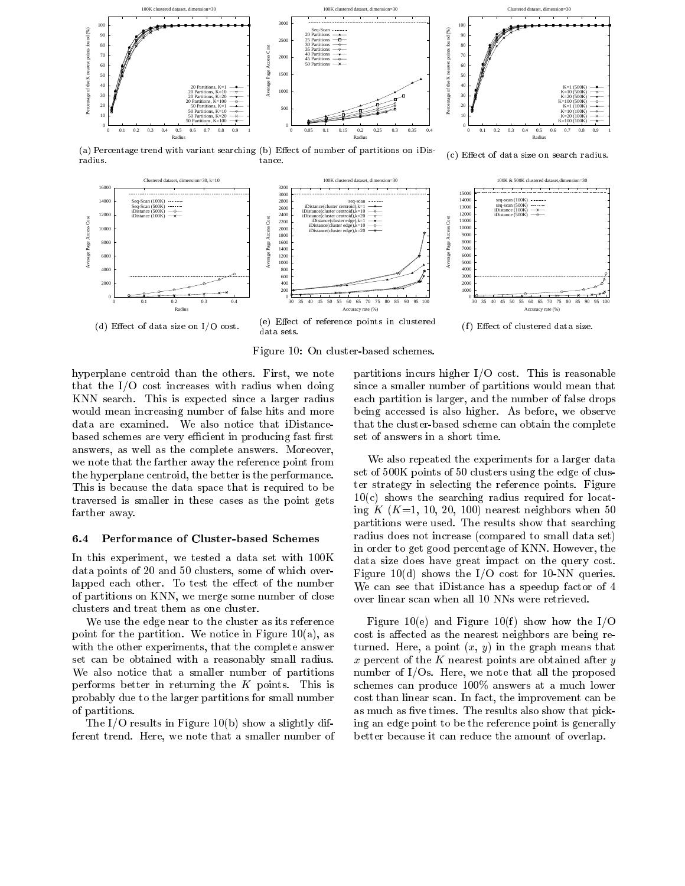(a) Percentage trend with variant searching radius.

(b) Effect of number of partitions on iDistance.

(c) Effect of data size on search radius.

(d) Effect of data size on I/O cost.

(e) Effect of reference points in clustered data sets.

(f) Effect of clustered data size.

Figure 10: On cluster-based schemes.

hyperplane centroid than the others. First, we note that the I/O cost increases with radius when doing KNN search. This is expected since a larger radius would mean increasing number of false hits and more data are examined. We also notice that iDistance-based schemes are very efficient in producing fast first answers, as well as the complete answers. Moreover, we note that the farther away the reference point from the hyperplane centroid, the better is the performance. This is because the data space that is required to be traversed is smaller in these cases as the point gets farther away.

### 6.4 Performance of Cluster-based Schemes

In this experiment, we tested a data set with 100K data points of 20 and 50 clusters, some of which overlapped each other. To test the effect of the number of partitions on KNN, we merge some number of close clusters and treat them as one cluster.

We use the edge near to the cluster as its reference point for the partition. We notice in Figure 10(a), as with the other experiments, that the complete answer set can be obtained with a reasonably small radius. We also notice that a smaller number of partitions performs better in returning the $K$ points. This is probably due to the larger partitions for small number of partitions.

The I/O results in Figure 10(b) show a slightly different trend. Here, we note that a smaller number of partitions incurs higher I/O cost. This is reasonable since a smaller number of partitions would mean that each partition is larger, and the number of false drops being accessed is also higher. As before, we observe that the cluster-based scheme can obtain the complete set of answers in a short time.

We also repeated the experiments for a larger data set of 500K points of 50 clusters using the edge of cluster strategy in selecting the reference points. Figure 10(c) shows the searching radius required for locating $K$ ($K$=1, 10, 20, 100) nearest neighbors when 50 partitions were used. The results show that searching radius does not increase (compared to small data set) in order to get good percentage of KNN. However, the data size does have great impact on the query cost. Figure 10(d) shows the I/O cost for 10-NN queries. We can see that iDistance has a speedup factor of 4 over linear scan when all 10 NNs were retrieved.

Figure 10(e) and Figure 10(f) show how the I/O cost is affected as the nearest neighbors are being returned. Here, a point ($x$, $y$) in the graph means that $x$ percent of the $K$ nearest points are obtained after $y$ number of I/Os. Here, we note that all the proposed schemes can produce 100% answers at a much lower cost than linear scan. In fact, the improvement can be as much as five times. The results also show that picking an edge point to be the reference point is generally better because it can reduce the amount of overlap.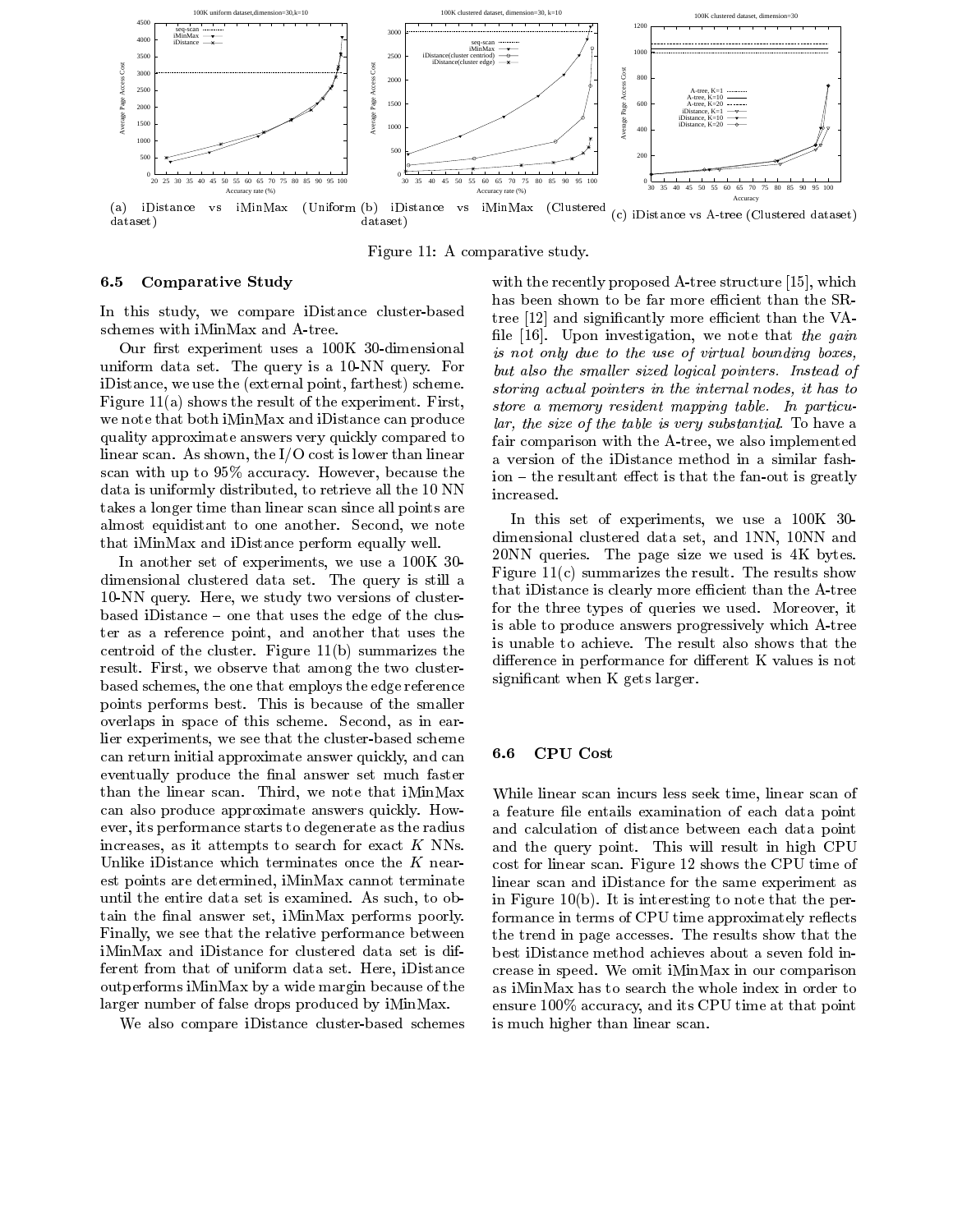(a) iDistance vs iMinMax (Uniform dataset)

(b) iDistance vs iMinMax (Clustered dataset)

(c) iDistance vs A-tree (Clustered dataset)

Figure 11: A comparative study.

### 6.5 Comparative Study

In this study, we compare iDistance cluster-based schemes with iMinMax and A-tree.

Our first experiment uses a 100K 30-dimensional uniform data set. The query is a 10-NN query. For iDistance, we use the (external point, farthest) scheme. Figure 11(a) shows the result of the experiment. First, we note that both iMinMax and iDistance can produce quality approximate answers very quickly compared to linear scan. As shown, the I/O cost is lower than linear scan with up to 95% accuracy. However, because the data is uniformly distributed, to retrieve all the 10 NN takes a longer time than linear scan since all points are almost equidistant to one another. Second, we note that iMinMax and iDistance perform equally well.

In another set of experiments, we use a 100K 30-dimensional clustered data set. The query is still a 10-NN query. Here, we study two versions of cluster-based iDistance – one that uses the edge of the cluster as a reference point, and another that uses the centroid of the cluster. Figure 11(b) summarizes the result. First, we observe that among the two cluster-based schemes, the one that employs the edge reference points performs best. This is because of the smaller overlaps in space of this scheme. Second, as in earlier experiments, we see that the cluster-based scheme can return initial approximate answer quickly, and can eventually produce the final answer set much faster than the linear scan. Third, we note that iMinMax can also produce approximate answers quickly. However, its performance starts to degenerate as the radius increases, as it attempts to search for exact $K$ NNs. Unlike iDistance which terminates once the $K$ nearest points are determined, iMinMax cannot terminate until the entire data set is examined. As such, to obtain the final answer set, iMinMax performs poorly. Finally, we see that the relative performance between iMinMax and iDistance for clustered data set is different from that of uniform data set. Here, iDistance outperforms iMinMax by a wide margin because of the larger number of false drops produced by iMinMax.

We also compare iDistance cluster-based schemes with the recently proposed A-tree structure [15], which has been shown to be far more efficient than the SR-tree [12] and significantly more efficient than the VA-file [16]. Upon investigation, we note that *the gain is not only due to the use of virtual bounding boxes, but also the smaller sized logical pointers. Instead of storing actual pointers in the internal nodes, it has to store a memory resident mapping table. In particular, the size of the table is very substantial.* To have a fair comparison with the A-tree, we also implemented a version of the iDistance method in a similar fashion – the resultant effect is that the fan-out is greatly increased.

In this set of experiments, we use a 100K 30-dimensional clustered data set, and 1NN, 10NN and 20NN queries. The page size we used is 4K bytes. Figure 11(c) summarizes the result. The results show that iDistance is clearly more efficient than the A-tree for the three types of queries we used. Moreover, it is able to produce answers progressively which A-tree is unable to achieve. The result also shows that the difference in performance for different K values is not significant when K gets larger.

### 6.6 CPU Cost

While linear scan incurs less seek time, linear scan of a feature file entails examination of each data point and calculation of distance between each data point and the query point. This will result in high CPU cost for linear scan. Figure 12 shows the CPU time of linear scan and iDistance for the same experiment as in Figure 10(b). It is interesting to note that the performance in terms of CPU time approximately reflects the trend in page accesses. The results show that the best iDistance method achieves about a seven fold increase in speed. We omit iMinMax in our comparison as iMinMax has to search the whole index in order to ensure 100% accuracy, and its CPU time at that point is much higher than linear scan.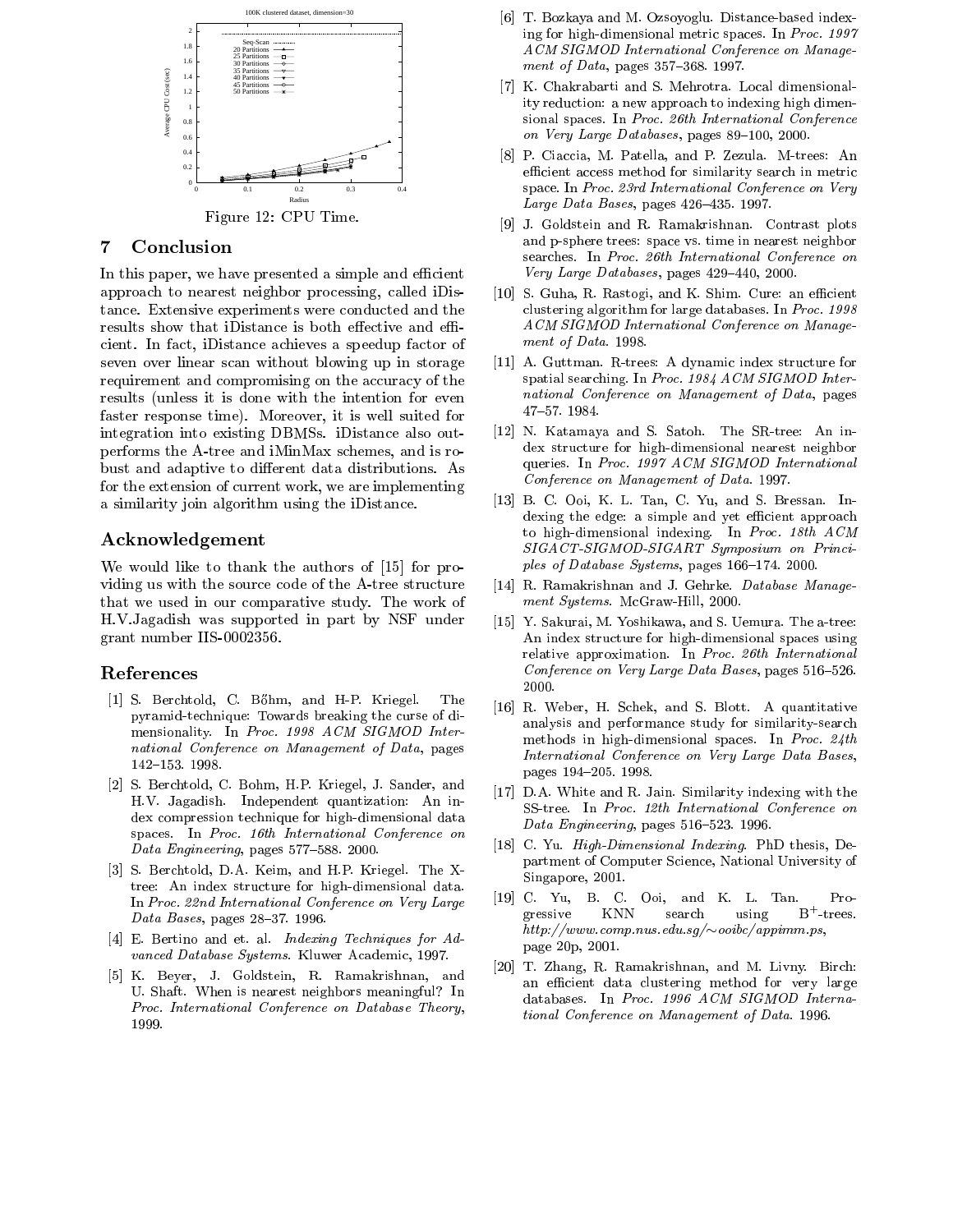100K clustered dataset, dimension=30

Average CPU Cost (sec)

Radius

Seq-Scan
20 Partitions
25 Partitions
30 Partitions
35 Partitions
40 Partitions
45 Partitions
50 Partitions

0
0.2
0.4
0.6
0.8
1
1.2
1.4
1.6
1.8
2

0
0.1
0.2
0.3
0.4

Figure 12: CPU Time.

## 7 Conclusion

In this paper, we have presented a simple and efficient approach to nearest neighbor processing, called iDistance. Extensive experiments were conducted and the results show that iDistance is both effective and efficient. In fact, iDistance achieves a speedup factor of seven over linear scan without blowing up in storage requirement and compromising on the accuracy of the results (unless it is done with the intention for even faster response time). Moreover, it is well suited for integration into existing DBMSs. iDistance also outperforms the A-tree and iMinMax schemes, and is robust and adaptive to different data distributions. As for the extension of current work, we are implementing a similarity join algorithm using the iDistance.

## Acknowledgement

We would like to thank the authors of [15] for providing us with the source code of the A-tree structure that we used in our comparative study. The work of H.V.Jagadish was supported in part by NSF under grant number IIS-0002356.

## References

[1] S. Berchtold, C. Bőhm, and H-P. Kriegel. The pyramid-technique: Towards breaking the curse of dimensionality. In *Proc. 1998 ACM SIGMOD International Conference on Management of Data*, pages 142–153. 1998.

[2] S. Berchtold, C. Bohm, H.P. Kriegel, J. Sander, and H.V. Jagadish. Independent quantization: An index compression technique for high-dimensional data spaces. In *Proc. 16th International Conference on Data Engineering*, pages 577–588. 2000.

[3] S. Berchtold, D.A. Keim, and H.P. Kriegel. The X-tree: An index structure for high-dimensional data. In *Proc. 22nd International Conference on Very Large Data Bases*, pages 28–37. 1996.

[4] E. Bertino and et. al. *Indexing Techniques for Advanced Database Systems*. Kluwer Academic, 1997.

[5] K. Beyer, J. Goldstein, R. Ramakrishnan, and U. Shaft. When is nearest neighbors meaningful? In *Proc. International Conference on Database Theory*, 1999.

[6] T. Bozkaya and M. Ozsoyoglu. Distance-based indexing for high-dimensional metric spaces. In *Proc. 1997 ACM SIGMOD International Conference on Management of Data*, pages 357–368. 1997.

[7] K. Chakrabarti and S. Mehrotra. Local dimensionality reduction: a new approach to indexing high dimensional spaces. In *Proc. 26th International Conference on Very Large Databases*, pages 89–100, 2000.

[8] P. Ciaccia, M. Patella, and P. Zezula. M-trees: An efficient access method for similarity search in metric space. In *Proc. 23rd International Conference on Very Large Data Bases*, pages 426–435. 1997.

[9] J. Goldstein and R. Ramakrishnan. Contrast plots and p-sphere trees: space vs. time in nearest neighbor searches. In *Proc. 26th International Conference on Very Large Databases*, pages 429–440, 2000.

[10] S. Guha, R. Rastogi, and K. Shim. Cure: an efficient clustering algorithm for large databases. In *Proc. 1998 ACM SIGMOD International Conference on Management of Data*. 1998.

[11] A. Guttman. R-trees: A dynamic index structure for spatial searching. In *Proc. 1984 ACM SIGMOD International Conference on Management of Data*, pages 47–57. 1984.

[12] N. Katamaya and S. Satoh. The SR-tree: An index structure for high-dimensional nearest neighbor queries. In *Proc. 1997 ACM SIGMOD International Conference on Management of Data*. 1997.

[13] B. C. Ooi, K. L. Tan, C. Yu, and S. Bressan. Indexing the edge: a simple and yet efficient approach to high-dimensional indexing. In *Proc. 18th ACM SIGACT-SIGMOD-SIGART Symposium on Principles of Database Systems*, pages 166–174. 2000.

[14] R. Ramakrishnan and J. Gehrke. *Database Management Systems*. McGraw-Hill, 2000.

[15] Y. Sakurai, M. Yoshikawa, and S. Uemura. The a-tree: An index structure for high-dimensional spaces using relative approximation. In *Proc. 26th International Conference on Very Large Data Bases*, pages 516–526. 2000.

[16] R. Weber, H. Schek, and S. Blott. A quantitative analysis and performance study for similarity-search methods in high-dimensional spaces. In *Proc. 24th International Conference on Very Large Data Bases*, pages 194–205. 1998.

[17] D.A. White and R. Jain. Similarity indexing with the SS-tree. In *Proc. 12th International Conference on Data Engineering*, pages 516–523. 1996.

[18] C. Yu. *High-Dimensional Indexing*. PhD thesis, Department of Computer Science, National University of Singapore, 2001.

[19] C. Yu, B. C. Ooi, and K. L. Tan. Progressive KNN search using $B^+$-trees. *http://www.comp.nus.edu.sg/~ooibc/appimm.ps*, page 20p, 2001.

[20] T. Zhang, R. Ramakrishnan, and M. Livny. Birch: an efficient data clustering method for very large databases. In *Proc. 1996 ACM SIGMOD International Conference on Management of Data*. 1996.